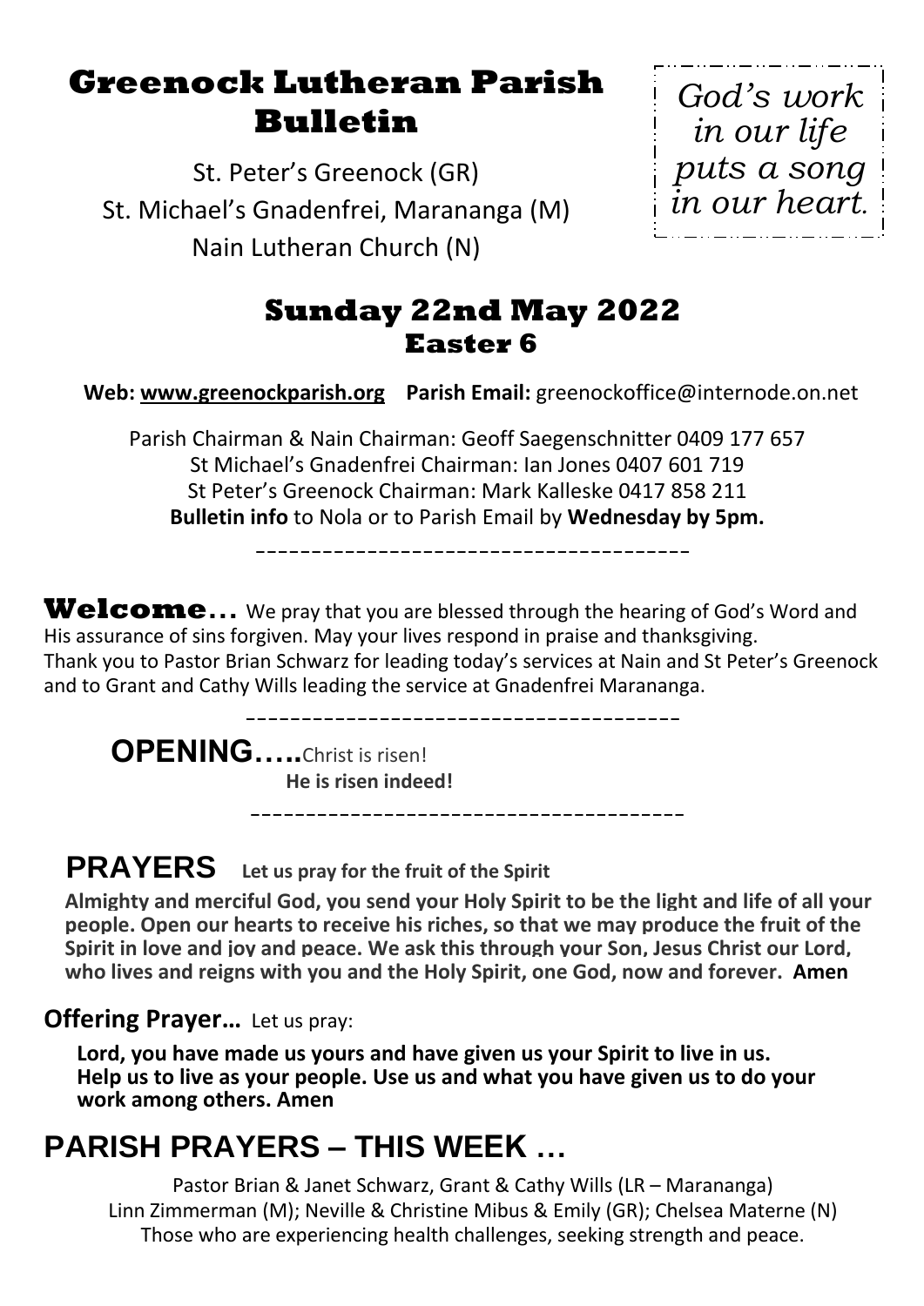# Greenock Lutheran Parish Bulletin

St. Peter's Greenock (GR)
St. Michael's Gnadenfrei, Marananga (M)
Nain Lutheran Church (N)

*God's work in our life puts a song in our heart.*

## Sunday 22nd May 2022
### Easter 6

**Web: www.greenockparish.org** **Parish Email:** greenockoffice@internode.on.net

Parish Chairman & Nain Chairman: Geoff Saegenschnitter 0409 177 657
St Michael's Gnadenfrei Chairman: Ian Jones 0407 601 719
St Peter's Greenock Chairman: Mark Kalleske 0417 858 211
**Bulletin info** to Nola or to Parish Email by **Wednesday by 5pm.**

---

**Welcome…** We pray that you are blessed through the hearing of God's Word and His assurance of sins forgiven. May your lives respond in praise and thanksgiving.
Thank you to Pastor Brian Schwarz for leading today's services at Nain and St Peter's Greenock and to Grant and Cathy Wills leading the service at Gnadenfrei Marananga.

---

**OPENING…..** Christ is risen!
**He is risen indeed!**

---

## PRAYERS **Let us pray for the fruit of the Spirit**

**Almighty and merciful God, you send your Holy Spirit to be the light and life of all your people. Open our hearts to receive his riches, so that we may produce the fruit of the Spirit in love and joy and peace. We ask this through your Son, Jesus Christ our Lord, who lives and reigns with you and the Holy Spirit, one God, now and forever. Amen**

**Offering Prayer…** Let us pray:

**Lord, you have made us yours and have given us your Spirit to live in us. Help us to live as your people. Use us and what you have given us to do your work among others. Amen**

## PARISH PRAYERS – THIS WEEK …

Pastor Brian & Janet Schwarz, Grant & Cathy Wills (LR – Marananga)
Linn Zimmerman (M); Neville & Christine Mibus & Emily (GR); Chelsea Materne (N)
Those who are experiencing health challenges, seeking strength and peace.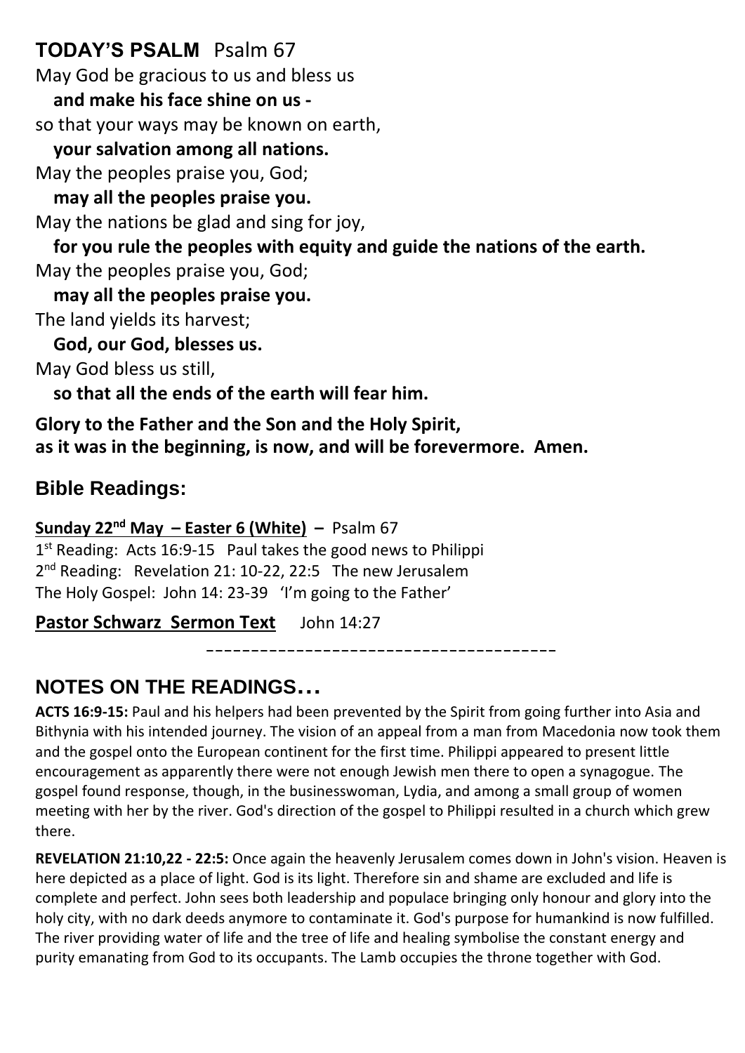## TODAY'S PSALM Psalm 67

May God be gracious to us and bless us
**and make his face shine on us -**
so that your ways may be known on earth,
**your salvation among all nations.**
May the peoples praise you, God;
**may all the peoples praise you.**
May the nations be glad and sing for joy,
**for you rule the peoples with equity and guide the nations of the earth.**
May the peoples praise you, God;
**may all the peoples praise you.**
The land yields its harvest;
**God, our God, blesses us.**
May God bless us still,
**so that all the ends of the earth will fear him.**

**Glory to the Father and the Son and the Holy Spirit,**
**as it was in the beginning, is now, and will be forevermore. Amen.**

## Bible Readings:

**Sunday 22nd May – Easter 6 (White) –** Psalm 67
1st Reading: Acts 16:9-15 Paul takes the good news to Philippi
2nd Reading: Revelation 21: 10-22, 22:5 The new Jerusalem
The Holy Gospel: John 14: 23-39 'I'm going to the Father'

**Pastor Schwarz Sermon Text** John 14:27

---

## NOTES ON THE READINGS…

**ACTS 16:9-15:** Paul and his helpers had been prevented by the Spirit from going further into Asia and Bithynia with his intended journey. The vision of an appeal from a man from Macedonia now took them and the gospel onto the European continent for the first time. Philippi appeared to present little encouragement as apparently there were not enough Jewish men there to open a synagogue. The gospel found response, though, in the businesswoman, Lydia, and among a small group of women meeting with her by the river. God's direction of the gospel to Philippi resulted in a church which grew there.

**REVELATION 21:10,22 - 22:5:** Once again the heavenly Jerusalem comes down in John's vision. Heaven is here depicted as a place of light. God is its light. Therefore sin and shame are excluded and life is complete and perfect. John sees both leadership and populace bringing only honour and glory into the holy city, with no dark deeds anymore to contaminate it. God's purpose for humankind is now fulfilled. The river providing water of life and the tree of life and healing symbolise the constant energy and purity emanating from God to its occupants. The Lamb occupies the throne together with God.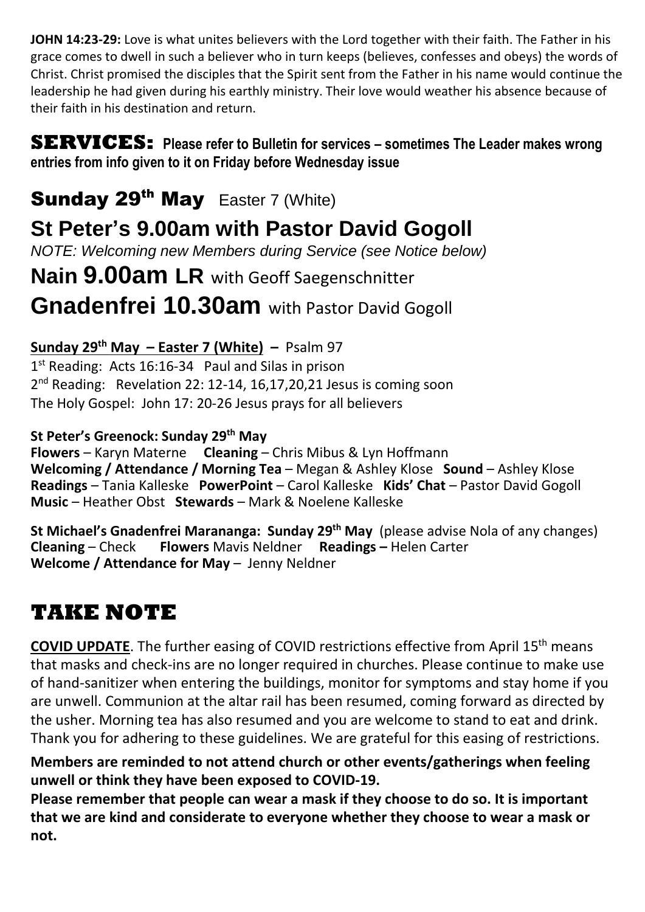**JOHN 14:23-29:** Love is what unites believers with the Lord together with their faith. The Father in his grace comes to dwell in such a believer who in turn keeps (believes, confesses and obeys) the words of Christ. Christ promised the disciples that the Spirit sent from the Father in his name would continue the leadership he had given during his earthly ministry. Their love would weather his absence because of their faith in his destination and return.

## SERVICES: Please refer to Bulletin for services – sometimes The Leader makes wrong entries from info given to it on Friday before Wednesday issue

## Sunday 29th May Easter 7 (White)

## St Peter's 9.00am with Pastor David Gogoll

*NOTE: Welcoming new Members during Service (see Notice below)*

## Nain 9.00am LR with Geoff Saegenschnitter

## Gnadenfrei 10.30am with Pastor David Gogoll

**Sunday 29th May – Easter 7 (White) –** Psalm 97
1st Reading: Acts 16:16-34 Paul and Silas in prison
2nd Reading: Revelation 22: 12-14, 16,17,20,21 Jesus is coming soon
The Holy Gospel: John 17: 20-26 Jesus prays for all believers

**St Peter's Greenock: Sunday 29th May**
**Flowers** – Karyn Materne **Cleaning** – Chris Mibus & Lyn Hoffmann
**Welcoming / Attendance / Morning Tea** – Megan & Ashley Klose **Sound** – Ashley Klose
**Readings** – Tania Kalleske **PowerPoint** – Carol Kalleske **Kids' Chat** – Pastor David Gogoll
**Music** – Heather Obst **Stewards** – Mark & Noelene Kalleske

**St Michael's Gnadenfrei Marananga: Sunday 29th May** (please advise Nola of any changes)
**Cleaning** – Check **Flowers** Mavis Neldner **Readings –** Helen Carter
**Welcome / Attendance for May** – Jenny Neldner

# TAKE NOTE

**COVID UPDATE**. The further easing of COVID restrictions effective from April 15th means that masks and check-ins are no longer required in churches. Please continue to make use of hand-sanitizer when entering the buildings, monitor for symptoms and stay home if you are unwell. Communion at the altar rail has been resumed, coming forward as directed by the usher. Morning tea has also resumed and you are welcome to stand to eat and drink. Thank you for adhering to these guidelines. We are grateful for this easing of restrictions.

**Members are reminded to not attend church or other events/gatherings when feeling unwell or think they have been exposed to COVID-19.**
**Please remember that people can wear a mask if they choose to do so. It is important that we are kind and considerate to everyone whether they choose to wear a mask or not.**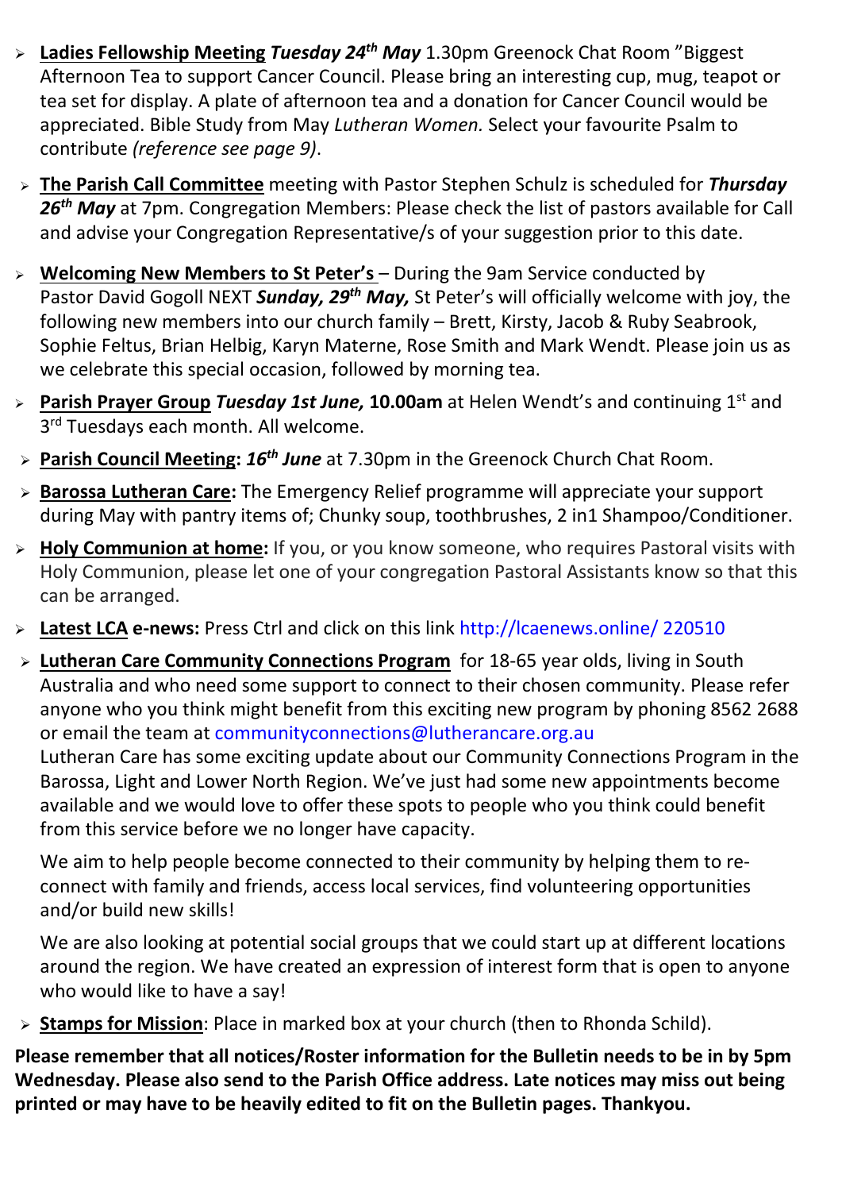- **Ladies Fellowship Meeting** ***Tuesday 24th May*** 1.30pm Greenock Chat Room "Biggest Afternoon Tea to support Cancer Council. Please bring an interesting cup, mug, teapot or tea set for display. A plate of afternoon tea and a donation for Cancer Council would be appreciated. Bible Study from May *Lutheran Women.* Select your favourite Psalm to contribute *(reference see page 9)*.
- **The Parish Call Committee** meeting with Pastor Stephen Schulz is scheduled for ***Thursday 26th May*** at 7pm. Congregation Members: Please check the list of pastors available for Call and advise your Congregation Representative/s of your suggestion prior to this date.
- **Welcoming New Members to St Peter's** – During the 9am Service conducted by Pastor David Gogoll NEXT ***Sunday, 29th May,*** St Peter's will officially welcome with joy, the following new members into our church family – Brett, Kirsty, Jacob & Ruby Seabrook, Sophie Feltus, Brian Helbig, Karyn Materne, Rose Smith and Mark Wendt. Please join us as we celebrate this special occasion, followed by morning tea.
- **Parish Prayer Group** ***Tuesday 1st June,*** **10.00am** at Helen Wendt's and continuing 1st and 3rd Tuesdays each month. All welcome.
- **Parish Council Meeting:** ***16th June*** at 7.30pm in the Greenock Church Chat Room.
- **Barossa Lutheran Care:** The Emergency Relief programme will appreciate your support during May with pantry items of; Chunky soup, toothbrushes, 2 in1 Shampoo/Conditioner.
- **Holy Communion at home:** If you, or you know someone, who requires Pastoral visits with Holy Communion, please let one of your congregation Pastoral Assistants know so that this can be arranged.
- **Latest LCA e-news:** Press Ctrl and click on this link http://lcaenews.online/ 220510
- **Lutheran Care Community Connections Program** for 18-65 year olds, living in South Australia and who need some support to connect to their chosen community. Please refer anyone who you think might benefit from this exciting new program by phoning 8562 2688 or email the team at communityconnections@lutherancare.org.au

  Lutheran Care has some exciting update about our Community Connections Program in the Barossa, Light and Lower North Region. We've just had some new appointments become available and we would love to offer these spots to people who you think could benefit from this service before we no longer have capacity.

  We aim to help people become connected to their community by helping them to re-connect with family and friends, access local services, find volunteering opportunities and/or build new skills!

  We are also looking at potential social groups that we could start up at different locations around the region. We have created an expression of interest form that is open to anyone who would like to have a say!
- **Stamps for Mission**: Place in marked box at your church (then to Rhonda Schild).

**Please remember that all notices/Roster information for the Bulletin needs to be in by 5pm Wednesday. Please also send to the Parish Office address. Late notices may miss out being printed or may have to be heavily edited to fit on the Bulletin pages. Thankyou.**